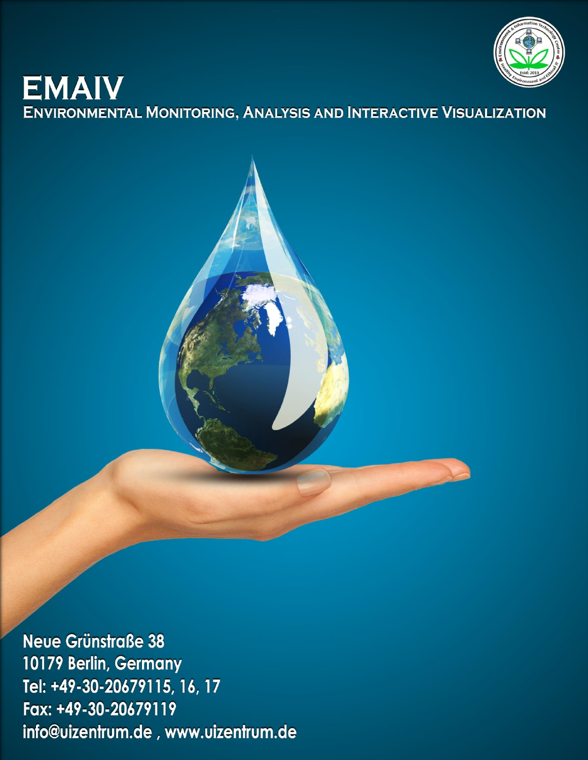# EMAIV

## Environmental Monitoring, Analysis and Interactive Visualization

**Neue Grünstraße 38**
**10179 Berlin, Germany**
**Tel: +49-30-20679115, 16, 17**
**Fax: +49-30-20679119**
**info@uizentrum.de , www.uizentrum.de**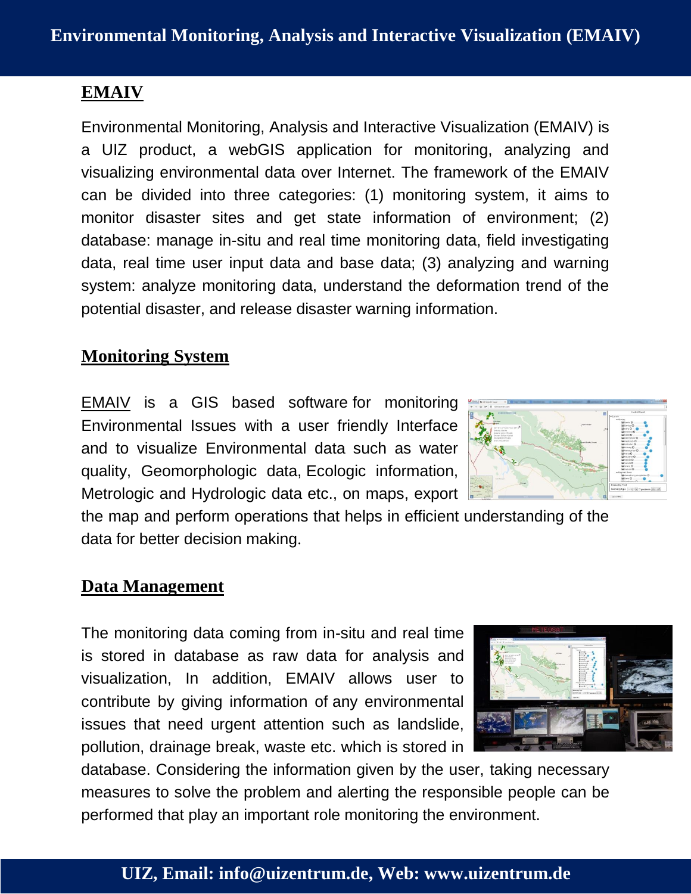## EMAIV

Environmental Monitoring, Analysis and Interactive Visualization (EMAIV) is a UIZ product, a webGIS application for monitoring, analyzing and visualizing environmental data over Internet. The framework of the EMAIV can be divided into three categories: (1) monitoring system, it aims to monitor disaster sites and get state information of environment; (2) database: manage in-situ and real time monitoring data, field investigating data, real time user input data and base data; (3) analyzing and warning system: analyze monitoring data, understand the deformation trend of the potential disaster, and release disaster warning information.

## Monitoring System

EMAIV is a GIS based software for monitoring Environmental Issues with a user friendly Interface and to visualize Environmental data such as water quality, Geomorphologic data, Ecologic information, Metrologic and Hydrologic data etc., on maps, export the map and perform operations that helps in efficient understanding of the data for better decision making.

## Data Management

The monitoring data coming from in-situ and real time is stored in database as raw data for analysis and visualization, In addition, EMAIV allows user to contribute by giving information of any environmental issues that need urgent attention such as landslide, pollution, drainage break, waste etc. which is stored in database. Considering the information given by the user, taking necessary measures to solve the problem and alerting the responsible people can be performed that play an important role monitoring the environment.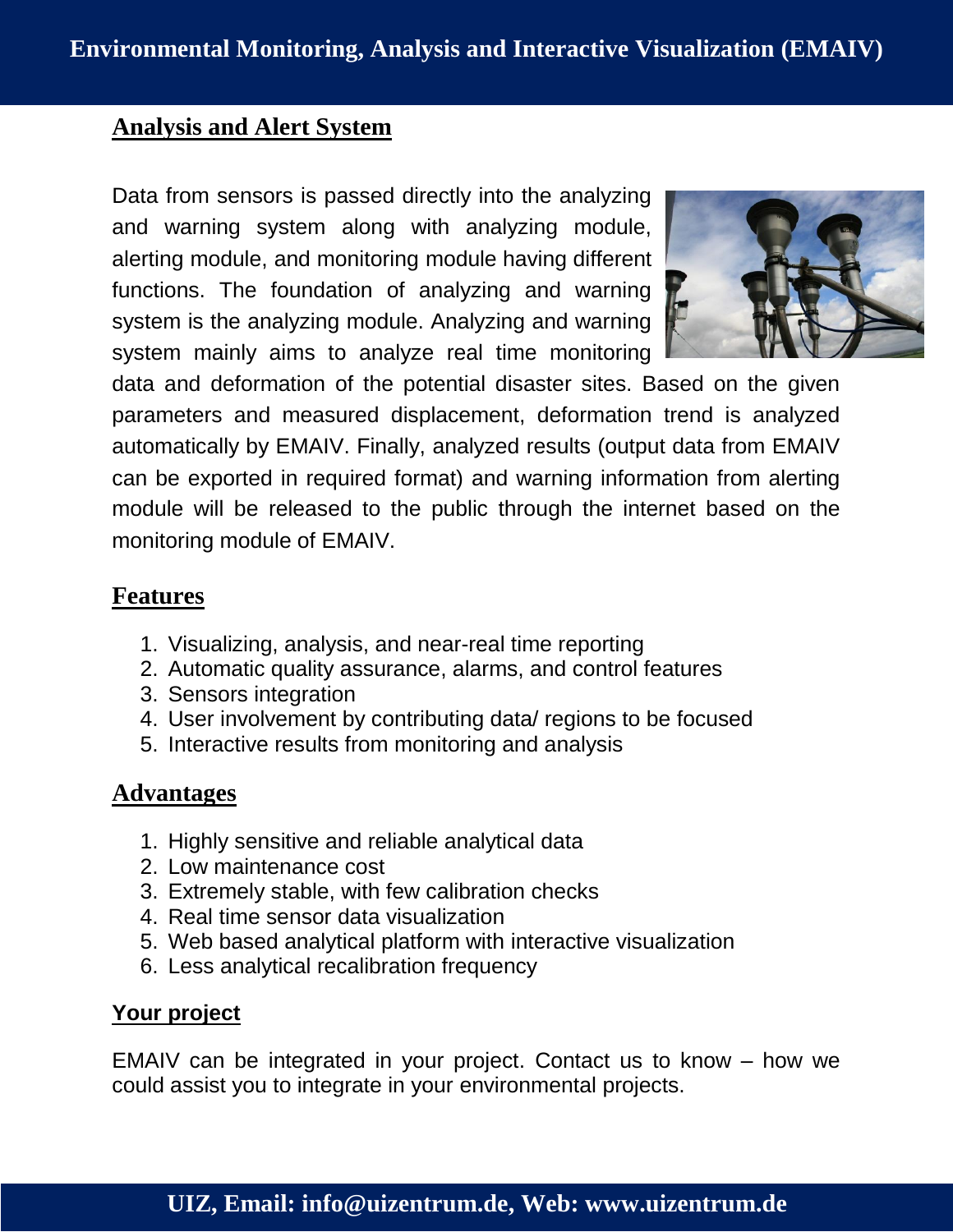## Analysis and Alert System

Data from sensors is passed directly into the analyzing and warning system along with analyzing module, alerting module, and monitoring module having different functions. The foundation of analyzing and warning system is the analyzing module. Analyzing and warning system mainly aims to analyze real time monitoring data and deformation of the potential disaster sites. Based on the given parameters and measured displacement, deformation trend is analyzed automatically by EMAIV. Finally, analyzed results (output data from EMAIV can be exported in required format) and warning information from alerting module will be released to the public through the internet based on the monitoring module of EMAIV.

## Features

1. Visualizing, analysis, and near-real time reporting
2. Automatic quality assurance, alarms, and control features
3. Sensors integration
4. User involvement by contributing data/ regions to be focused
5. Interactive results from monitoring and analysis

## Advantages

1. Highly sensitive and reliable analytical data
2. Low maintenance cost
3. Extremely stable, with few calibration checks
4. Real time sensor data visualization
5. Web based analytical platform with interactive visualization
6. Less analytical recalibration frequency

## Your project

EMAIV can be integrated in your project. Contact us to know – how we could assist you to integrate in your environmental projects.